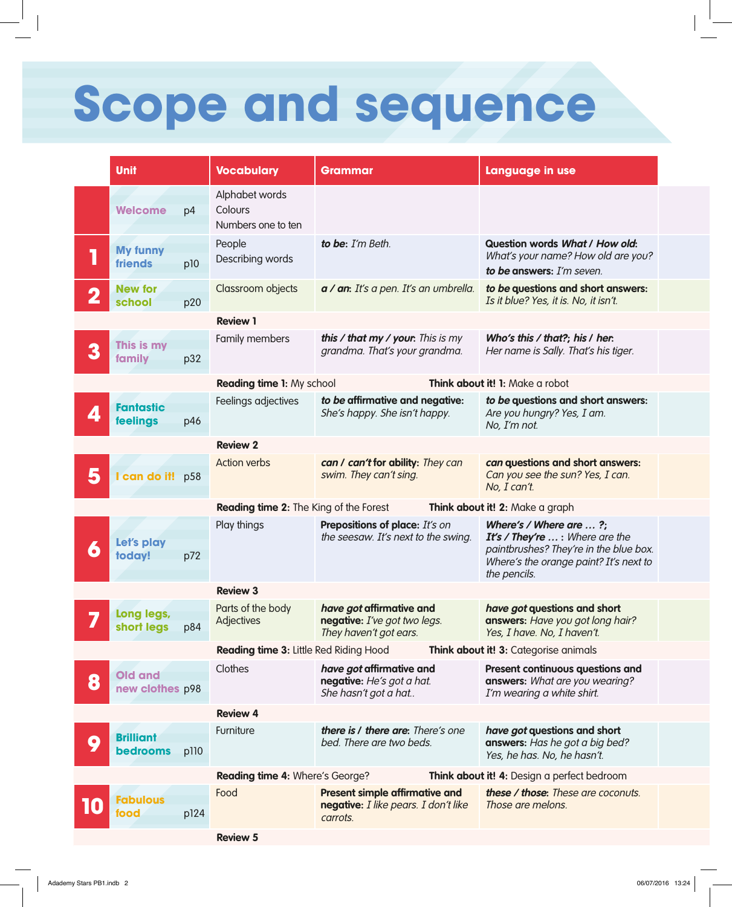# Scope and sequence

| Unit | Vocabulary | Grammar | Language in use |
|---|---|---|---|
| **Welcome** p4 | Alphabet words<br>Colours<br>Numbers one to ten | | |
| **1** **My funny friends** p10 | People<br>Describing words | ***to be***: *I'm Beth.* | **Question words *What / How old*:** *What's your name? How old are you?*<br>***to be* answers:** *I'm seven.* |
| **2** **New for school** p20 | Classroom objects | ***a / an***: *It's a pen. It's an umbrella.* | ***to be* questions and short answers:** *Is it blue? Yes, it is. No, it isn't.* |
| | **Review 1** | | |
| **3** **This is my family** p32 | Family members | ***this / that my / your***: *This is my grandma. That's your grandma.* | ***Who's this / that?; his / her***: *Her name is Sally. That's his tiger.* |
| | **Reading time 1:** My school | | **Think about it! 1:** Make a robot |
| **4** **Fantastic feelings** p46 | Feelings adjectives | ***to be* affirmative and negative:** *She's happy. She isn't happy.* | ***to be* questions and short answers:** *Are you hungry? Yes, I am. No, I'm not.* |
| | **Review 2** | | |
| **5** **I can do it!** p58 | Action verbs | ***can / can't* for ability:** *They can swim. They can't sing.* | ***can* questions and short answers:** *Can you see the sun? Yes, I can. No, I can't.* |
| | **Reading time 2:** The King of the Forest | | **Think about it! 2:** Make a graph |
| **6** **Let's play today!** p72 | Play things | **Prepositions of place:** *It's on the seesaw. It's next to the swing.* | ***Where's / Where are … ?; It's / They're … :*** *Where are the paintbrushes? They're in the blue box. Where's the orange paint? It's next to the pencils.* |
| | **Review 3** | | |
| **7** **Long legs, short legs** p84 | Parts of the body<br>Adjectives | ***have got* affirmative and negative:** *I've got two legs. They haven't got ears.* | ***have got* questions and short answers:** *Have you got long hair? Yes, I have. No, I haven't.* |
| | **Reading time 3:** Little Red Riding Hood | | **Think about it! 3:** Categorise animals |
| **8** **Old and new clothes** p98 | Clothes | ***have got* affirmative and negative:** *He's got a hat. She hasn't got a hat..* | **Present continuous questions and answers:** *What are you wearing? I'm wearing a white shirt.* |
| | **Review 4** | | |
| **9** **Brilliant bedrooms** p110 | Furniture | ***there is / there are***: *There's one bed. There are two beds.* | ***have got* questions and short answers:** *Has he got a big bed? Yes, he has. No, he hasn't.* |
| | **Reading time 4:** Where's George? | | **Think about it! 4:** Design a perfect bedroom |
| **10** **Fabulous food** p124 | Food | **Present simple affirmative and negative:** *I like pears. I don't like carrots.* | ***these / those***: *These are coconuts. Those are melons.* |
| | **Review 5** | | |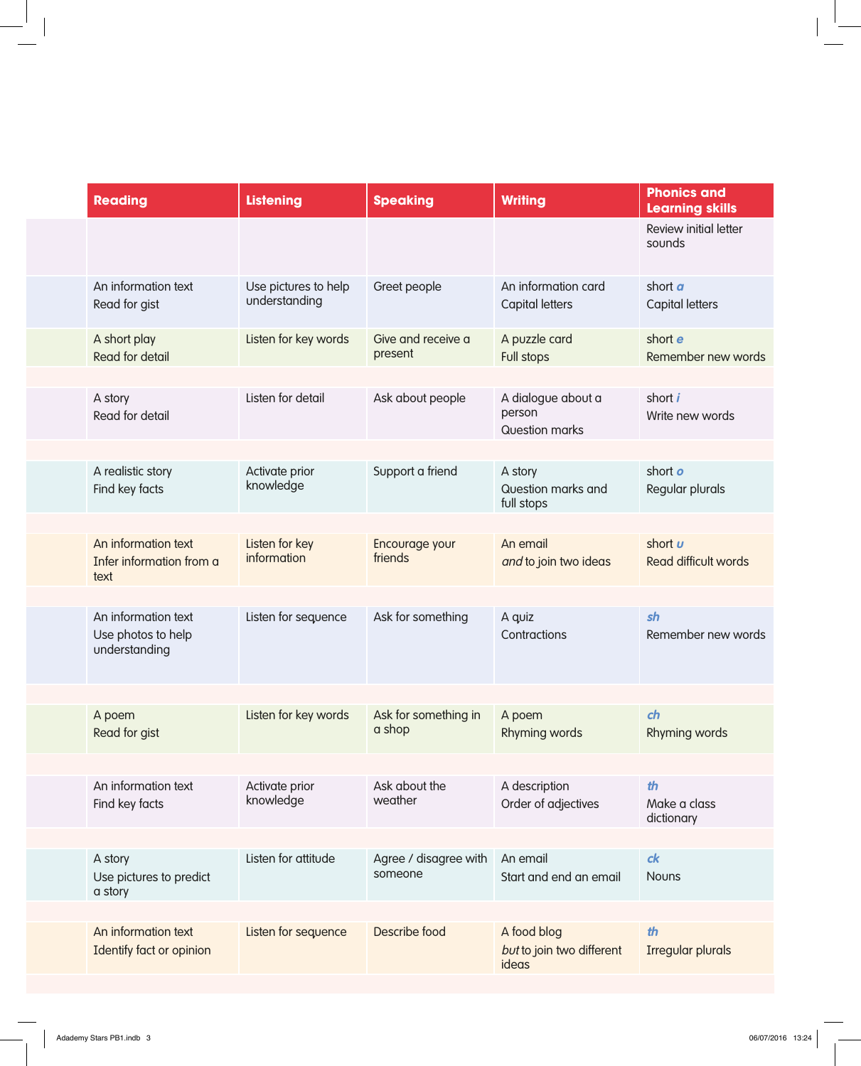| Reading | Listening | Speaking | Writing | Phonics and Learning skills |
|---|---|---|---|---|
| | | | | Review initial letter sounds |
| An information text<br>Read for gist | Use pictures to help understanding | Greet people | An information card<br>Capital letters | short *a*<br>Capital letters |
| A short play<br>Read for detail | Listen for key words | Give and receive a present | A puzzle card<br>Full stops | short *e*<br>Remember new words |
| A story<br>Read for detail | Listen for detail | Ask about people | A dialogue about a person<br>Question marks | short *i*<br>Write new words |
| A realistic story<br>Find key facts | Activate prior knowledge | Support a friend | A story<br>Question marks and full stops | short *o*<br>Regular plurals |
| An information text<br>Infer information from a text | Listen for key information | Encourage your friends | An email<br>*and* to join two ideas | short *u*<br>Read difficult words |
| An information text<br>Use photos to help understanding | Listen for sequence | Ask for something | A quiz<br>Contractions | *sh*<br>Remember new words |
| A poem<br>Read for gist | Listen for key words | Ask for something in a shop | A poem<br>Rhyming words | *ch*<br>Rhyming words |
| An information text<br>Find key facts | Activate prior knowledge | Ask about the weather | A description<br>Order of adjectives | *th*<br>Make a class dictionary |
| A story<br>Use pictures to predict a story | Listen for attitude | Agree / disagree with someone | An email<br>Start and end an email | *ck*<br>Nouns |
| An information text<br>Identify fact or opinion | Listen for sequence | Describe food | A food blog<br>*but* to join two different ideas | *th*<br>Irregular plurals |